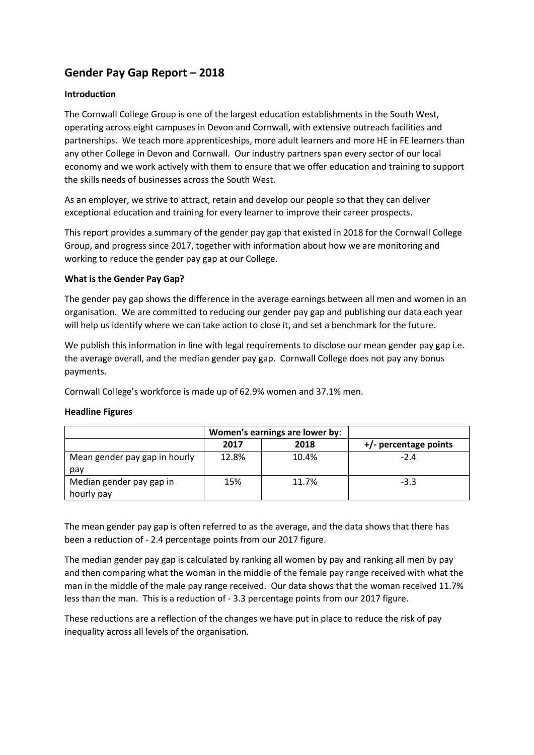## Gender Pay Gap Report – 2018

**Introduction**

The Cornwall College Group is one of the largest education establishments in the South West, operating across eight campuses in Devon and Cornwall, with extensive outreach facilities and partnerships. We teach more apprenticeships, more adult learners and more HE in FE learners than any other College in Devon and Cornwall. Our industry partners span every sector of our local economy and we work actively with them to ensure that we offer education and training to support the skills needs of businesses across the South West.

As an employer, we strive to attract, retain and develop our people so that they can deliver exceptional education and training for every learner to improve their career prospects.

This report provides a summary of the gender pay gap that existed in 2018 for the Cornwall College Group, and progress since 2017, together with information about how we are monitoring and working to reduce the gender pay gap at our College.

**What is the Gender Pay Gap?**

The gender pay gap shows the difference in the average earnings between all men and women in an organisation. We are committed to reducing our gender pay gap and publishing our data each year will help us identify where we can take action to close it, and set a benchmark for the future.

We publish this information in line with legal requirements to disclose our mean gender pay gap i.e. the average overall, and the median gender pay gap. Cornwall College does not pay any bonus payments.

Cornwall College's workforce is made up of 62.9% women and 37.1% men.

**Headline Figures**

| | **Women's earnings are lower by**: | | |
|---|---|---|---|
| | **2017** | **2018** | **+/- percentage points** |
| Mean gender pay gap in hourly pay | 12.8% | 10.4% | -2.4 |
| Median gender pay gap in hourly pay | 15% | 11.7% | -3.3 |

The mean gender pay gap is often referred to as the average, and the data shows that there has been a reduction of - 2.4 percentage points from our 2017 figure.

The median gender pay gap is calculated by ranking all women by pay and ranking all men by pay and then comparing what the woman in the middle of the female pay range received with what the man in the middle of the male pay range received. Our data shows that the woman received 11.7% less than the man. This is a reduction of - 3.3 percentage points from our 2017 figure.

These reductions are a reflection of the changes we have put in place to reduce the risk of pay inequality across all levels of the organisation.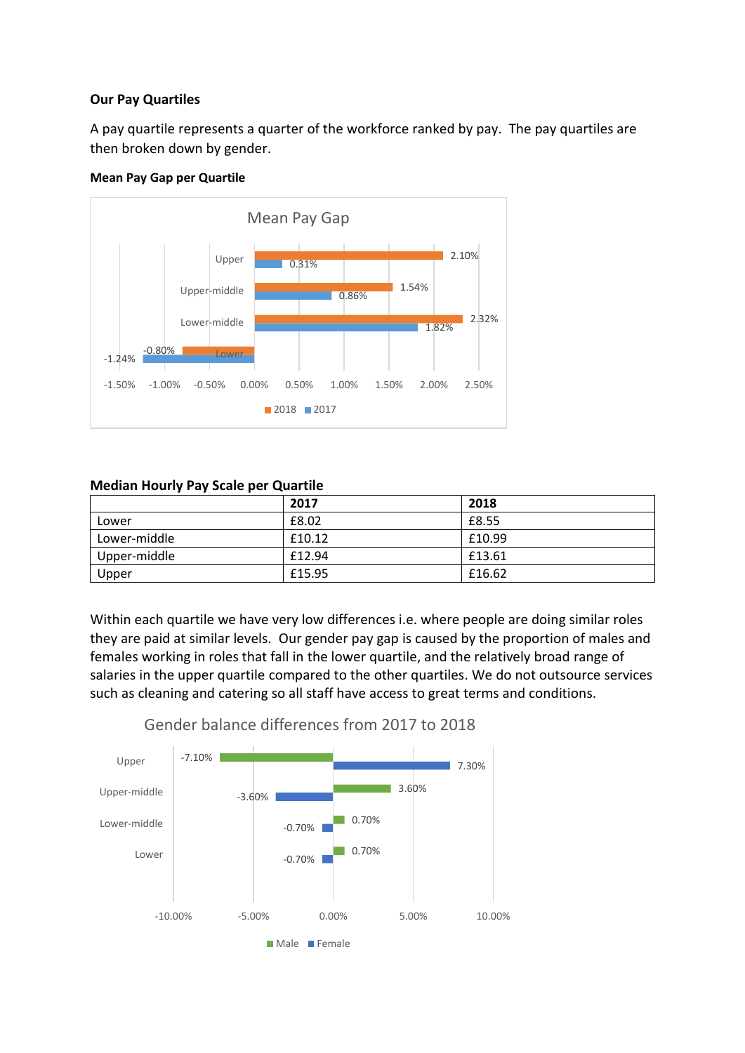**Our Pay Quartiles**

A pay quartile represents a quarter of the workforce ranked by pay. The pay quartiles are then broken down by gender.

**Mean Pay Gap per Quartile**

**Median Hourly Pay Scale per Quartile**

| | 2017 | 2018 |
|---|---|---|
| Lower | £8.02 | £8.55 |
| Lower-middle | £10.12 | £10.99 |
| Upper-middle | £12.94 | £13.61 |
| Upper | £15.95 | £16.62 |

Within each quartile we have very low differences i.e. where people are doing similar roles they are paid at similar levels. Our gender pay gap is caused by the proportion of males and females working in roles that fall in the lower quartile, and the relatively broad range of salaries in the upper quartile compared to the other quartiles. We do not outsource services such as cleaning and catering so all staff have access to great terms and conditions.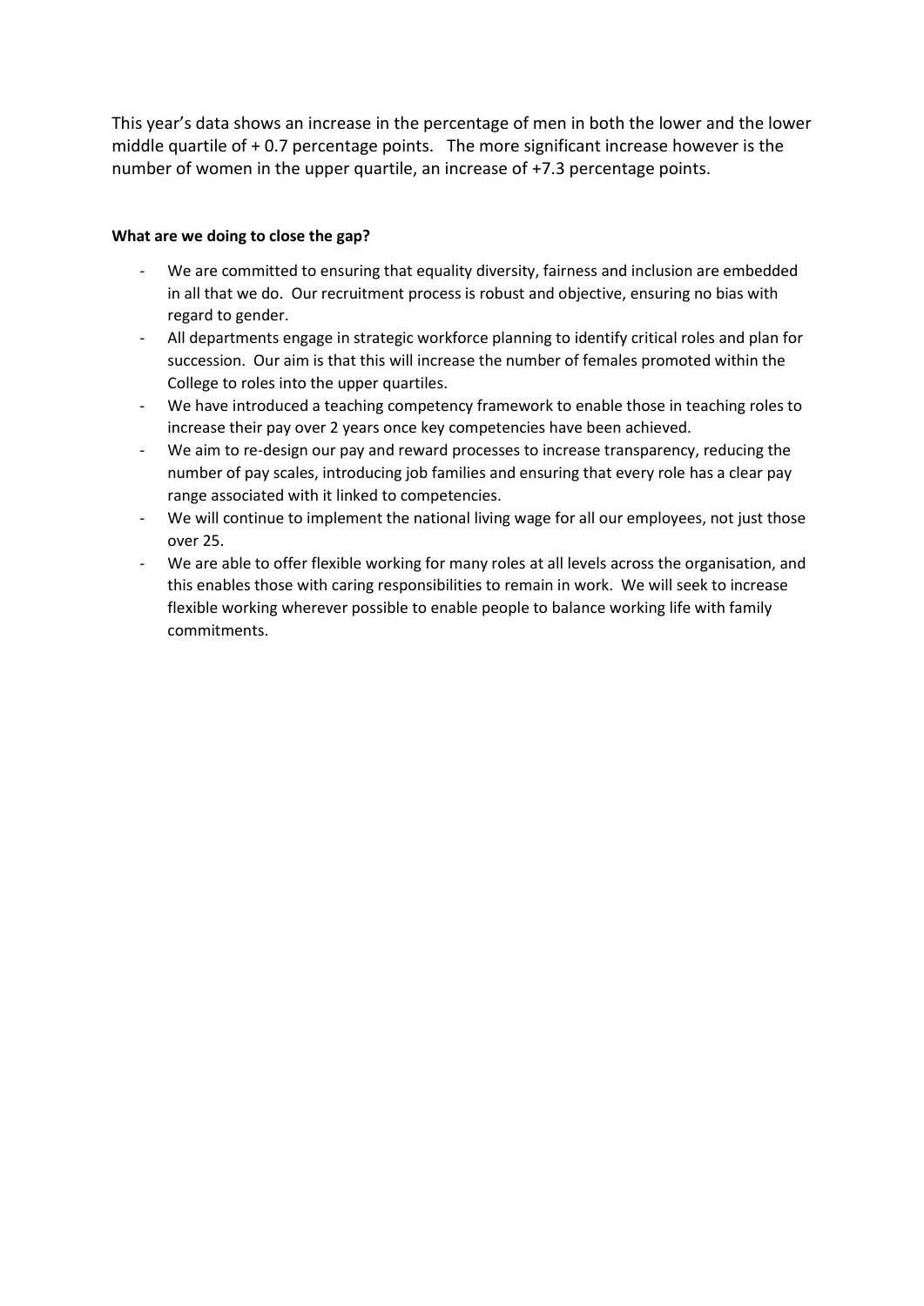This year's data shows an increase in the percentage of men in both the lower and the lower middle quartile of + 0.7 percentage points. The more significant increase however is the number of women in the upper quartile, an increase of +7.3 percentage points.

**What are we doing to close the gap?**

- We are committed to ensuring that equality diversity, fairness and inclusion are embedded in all that we do. Our recruitment process is robust and objective, ensuring no bias with regard to gender.
- All departments engage in strategic workforce planning to identify critical roles and plan for succession. Our aim is that this will increase the number of females promoted within the College to roles into the upper quartiles.
- We have introduced a teaching competency framework to enable those in teaching roles to increase their pay over 2 years once key competencies have been achieved.
- We aim to re-design our pay and reward processes to increase transparency, reducing the number of pay scales, introducing job families and ensuring that every role has a clear pay range associated with it linked to competencies.
- We will continue to implement the national living wage for all our employees, not just those over 25.
- We are able to offer flexible working for many roles at all levels across the organisation, and this enables those with caring responsibilities to remain in work. We will seek to increase flexible working wherever possible to enable people to balance working life with family commitments.